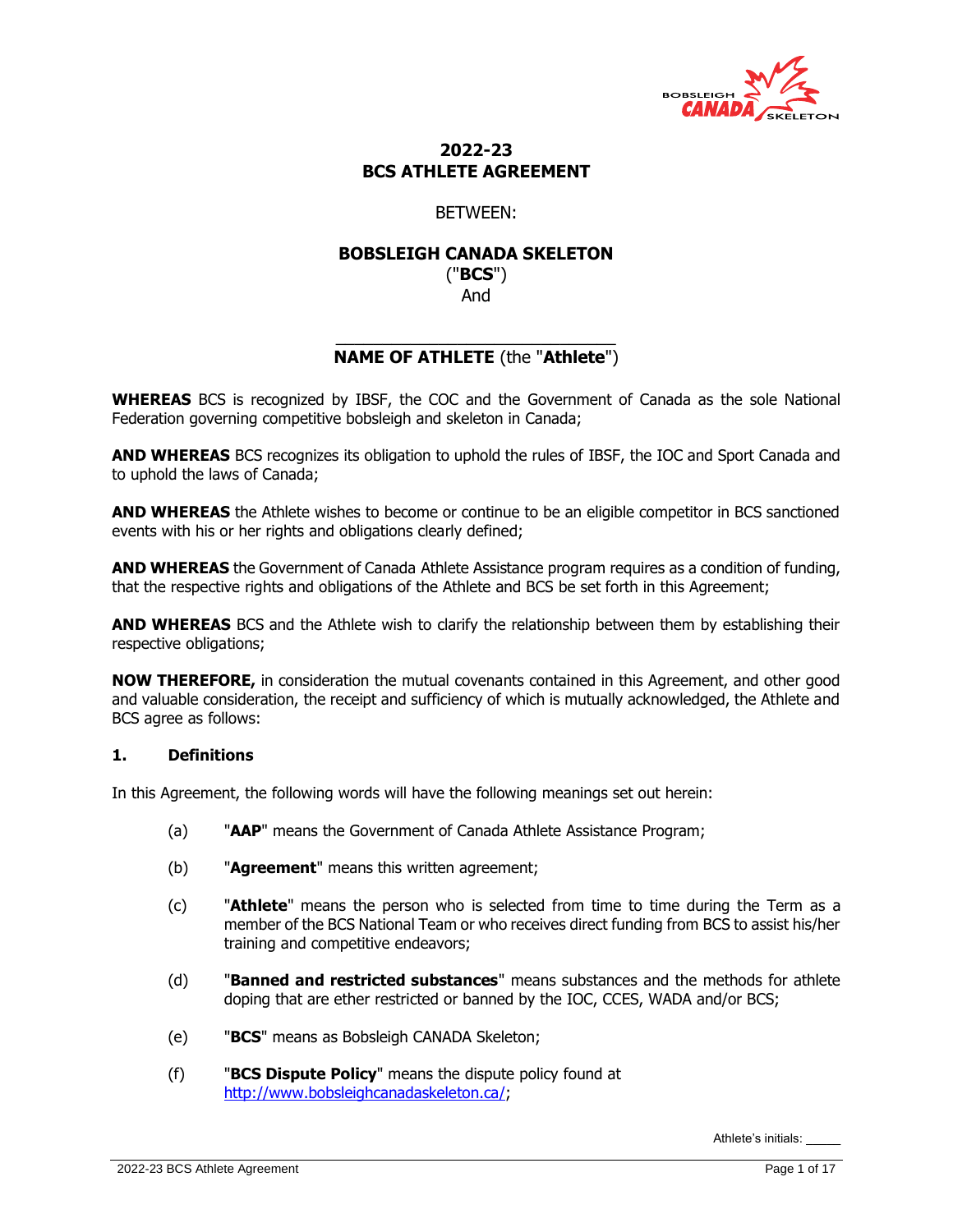# 2022-23
# BCS ATHLETE AGREEMENT

BETWEEN:

**BOBSLEIGH CANADA SKELETON**
("**BCS**")
And

\_\_\_\_\_\_\_\_\_\_\_\_\_\_\_\_\_\_\_\_\_\_\_\_\_\_\_\_\_\_
**NAME OF ATHLETE** (the "**Athlete**")

**WHEREAS** BCS is recognized by IBSF, the COC and the Government of Canada as the sole National Federation governing competitive bobsleigh and skeleton in Canada;

**AND WHEREAS** BCS recognizes its obligation to uphold the rules of IBSF, the IOC and Sport Canada and to uphold the laws of Canada;

**AND WHEREAS** the Athlete wishes to become or continue to be an eligible competitor in BCS sanctioned events with his or her rights and obligations clearly defined;

**AND WHEREAS** the Government of Canada Athlete Assistance program requires as a condition of funding, that the respective rights and obligations of the Athlete and BCS be set forth in this Agreement;

**AND WHEREAS** BCS and the Athlete wish to clarify the relationship between them by establishing their respective obligations;

**NOW THEREFORE,** in consideration the mutual covenants contained in this Agreement, and other good and valuable consideration, the receipt and sufficiency of which is mutually acknowledged, the Athlete and BCS agree as follows:

### 1. Definitions

In this Agreement, the following words will have the following meanings set out herein:

(a) "**AAP**" means the Government of Canada Athlete Assistance Program;

(b) "**Agreement**" means this written agreement;

(c) "**Athlete**" means the person who is selected from time to time during the Term as a member of the BCS National Team or who receives direct funding from BCS to assist his/her training and competitive endeavors;

(d) "**Banned and restricted substances**" means substances and the methods for athlete doping that are ether restricted or banned by the IOC, CCES, WADA and/or BCS;

(e) "**BCS**" means as Bobsleigh CANADA Skeleton;

(f) "**BCS Dispute Policy**" means the dispute policy found at http://www.bobsleighcanadaskeleton.ca/;

Athlete's initials: \_\_\_\_\_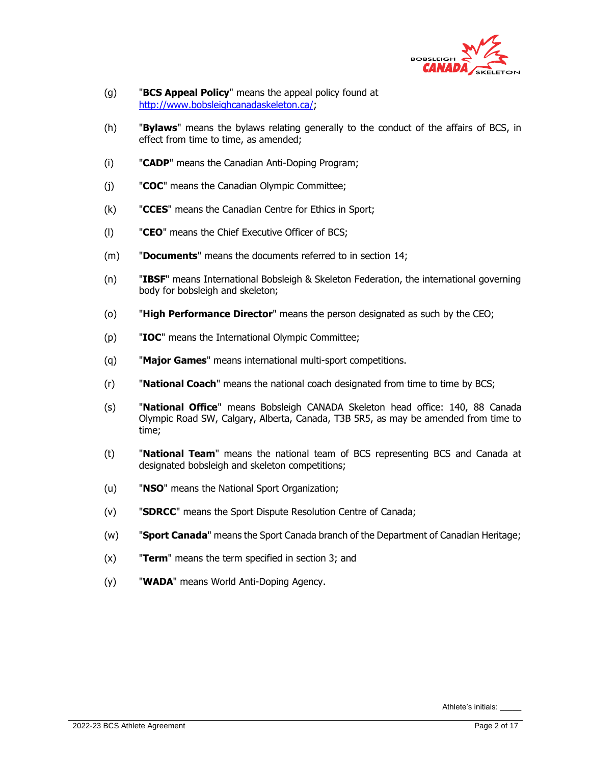(g) "**BCS Appeal Policy**" means the appeal policy found at http://www.bobsleighcanadaskeleton.ca/;

(h) "**Bylaws**" means the bylaws relating generally to the conduct of the affairs of BCS, in effect from time to time, as amended;

(i) "**CADP**" means the Canadian Anti-Doping Program;

(j) "**COC**" means the Canadian Olympic Committee;

(k) "**CCES**" means the Canadian Centre for Ethics in Sport;

(l) "**CEO**" means the Chief Executive Officer of BCS;

(m) "**Documents**" means the documents referred to in section 14;

(n) "**IBSF**" means International Bobsleigh & Skeleton Federation, the international governing body for bobsleigh and skeleton;

(o) "**High Performance Director**" means the person designated as such by the CEO;

(p) "**IOC**" means the International Olympic Committee;

(q) "**Major Games**" means international multi-sport competitions.

(r) "**National Coach**" means the national coach designated from time to time by BCS;

(s) "**National Office**" means Bobsleigh CANADA Skeleton head office: 140, 88 Canada Olympic Road SW, Calgary, Alberta, Canada, T3B 5R5, as may be amended from time to time;

(t) "**National Team**" means the national team of BCS representing BCS and Canada at designated bobsleigh and skeleton competitions;

(u) "**NSO**" means the National Sport Organization;

(v) "**SDRCC**" means the Sport Dispute Resolution Centre of Canada;

(w) "**Sport Canada**" means the Sport Canada branch of the Department of Canadian Heritage;

(x) "**Term**" means the term specified in section 3; and

(y) "**WADA**" means World Anti-Doping Agency.

Athlete's initials: _____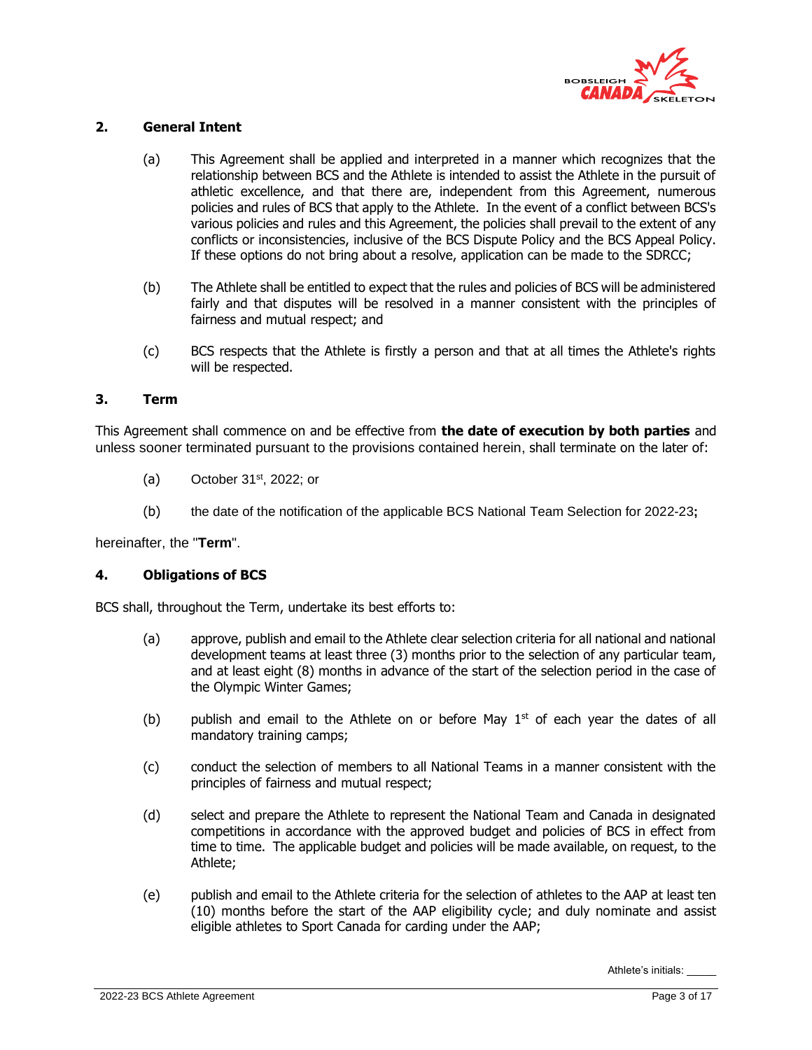## 2. General Intent

(a) This Agreement shall be applied and interpreted in a manner which recognizes that the relationship between BCS and the Athlete is intended to assist the Athlete in the pursuit of athletic excellence, and that there are, independent from this Agreement, numerous policies and rules of BCS that apply to the Athlete. In the event of a conflict between BCS's various policies and rules and this Agreement, the policies shall prevail to the extent of any conflicts or inconsistencies, inclusive of the BCS Dispute Policy and the BCS Appeal Policy. If these options do not bring about a resolve, application can be made to the SDRCC;

(b) The Athlete shall be entitled to expect that the rules and policies of BCS will be administered fairly and that disputes will be resolved in a manner consistent with the principles of fairness and mutual respect; and

(c) BCS respects that the Athlete is firstly a person and that at all times the Athlete's rights will be respected.

## 3. Term

This Agreement shall commence on and be effective from **the date of execution by both parties** and unless sooner terminated pursuant to the provisions contained herein, shall terminate on the later of:

(a) October 31st, 2022; or

(b) the date of the notification of the applicable BCS National Team Selection for 2022-23**;**

hereinafter, the "**Term**".

## 4. Obligations of BCS

BCS shall, throughout the Term, undertake its best efforts to:

(a) approve, publish and email to the Athlete clear selection criteria for all national and national development teams at least three (3) months prior to the selection of any particular team, and at least eight (8) months in advance of the start of the selection period in the case of the Olympic Winter Games;

(b) publish and email to the Athlete on or before May 1st of each year the dates of all mandatory training camps;

(c) conduct the selection of members to all National Teams in a manner consistent with the principles of fairness and mutual respect;

(d) select and prepare the Athlete to represent the National Team and Canada in designated competitions in accordance with the approved budget and policies of BCS in effect from time to time. The applicable budget and policies will be made available, on request, to the Athlete;

(e) publish and email to the Athlete criteria for the selection of athletes to the AAP at least ten (10) months before the start of the AAP eligibility cycle; and duly nominate and assist eligible athletes to Sport Canada for carding under the AAP;

Athlete's initials: _____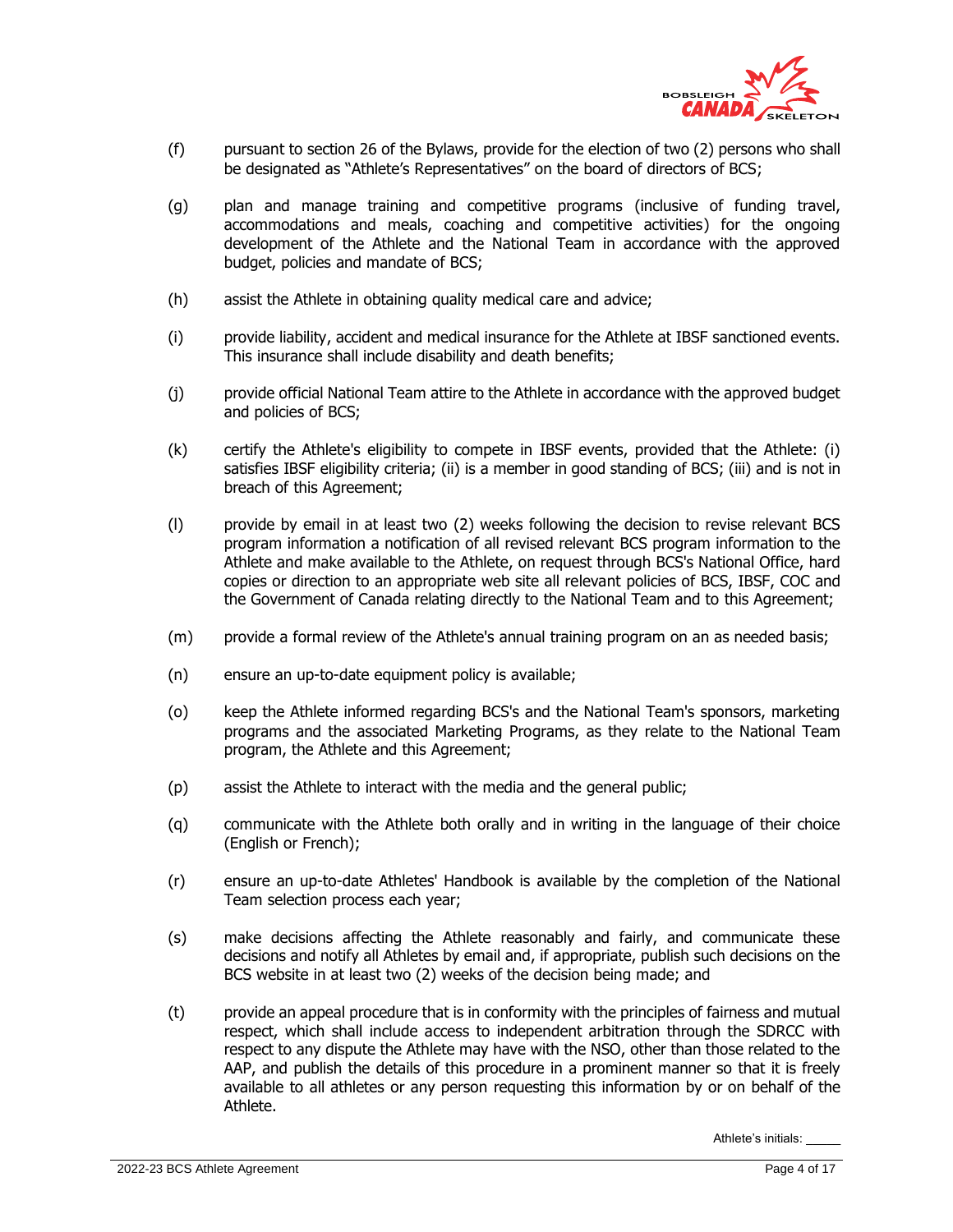(f) pursuant to section 26 of the Bylaws, provide for the election of two (2) persons who shall be designated as "Athlete's Representatives" on the board of directors of BCS;

(g) plan and manage training and competitive programs (inclusive of funding travel, accommodations and meals, coaching and competitive activities) for the ongoing development of the Athlete and the National Team in accordance with the approved budget, policies and mandate of BCS;

(h) assist the Athlete in obtaining quality medical care and advice;

(i) provide liability, accident and medical insurance for the Athlete at IBSF sanctioned events. This insurance shall include disability and death benefits;

(j) provide official National Team attire to the Athlete in accordance with the approved budget and policies of BCS;

(k) certify the Athlete's eligibility to compete in IBSF events, provided that the Athlete: (i) satisfies IBSF eligibility criteria; (ii) is a member in good standing of BCS; (iii) and is not in breach of this Agreement;

(l) provide by email in at least two (2) weeks following the decision to revise relevant BCS program information a notification of all revised relevant BCS program information to the Athlete and make available to the Athlete, on request through BCS's National Office, hard copies or direction to an appropriate web site all relevant policies of BCS, IBSF, COC and the Government of Canada relating directly to the National Team and to this Agreement;

(m) provide a formal review of the Athlete's annual training program on an as needed basis;

(n) ensure an up-to-date equipment policy is available;

(o) keep the Athlete informed regarding BCS's and the National Team's sponsors, marketing programs and the associated Marketing Programs, as they relate to the National Team program, the Athlete and this Agreement;

(p) assist the Athlete to interact with the media and the general public;

(q) communicate with the Athlete both orally and in writing in the language of their choice (English or French);

(r) ensure an up-to-date Athletes' Handbook is available by the completion of the National Team selection process each year;

(s) make decisions affecting the Athlete reasonably and fairly, and communicate these decisions and notify all Athletes by email and, if appropriate, publish such decisions on the BCS website in at least two (2) weeks of the decision being made; and

(t) provide an appeal procedure that is in conformity with the principles of fairness and mutual respect, which shall include access to independent arbitration through the SDRCC with respect to any dispute the Athlete may have with the NSO, other than those related to the AAP, and publish the details of this procedure in a prominent manner so that it is freely available to all athletes or any person requesting this information by or on behalf of the Athlete.

Athlete's initials: _____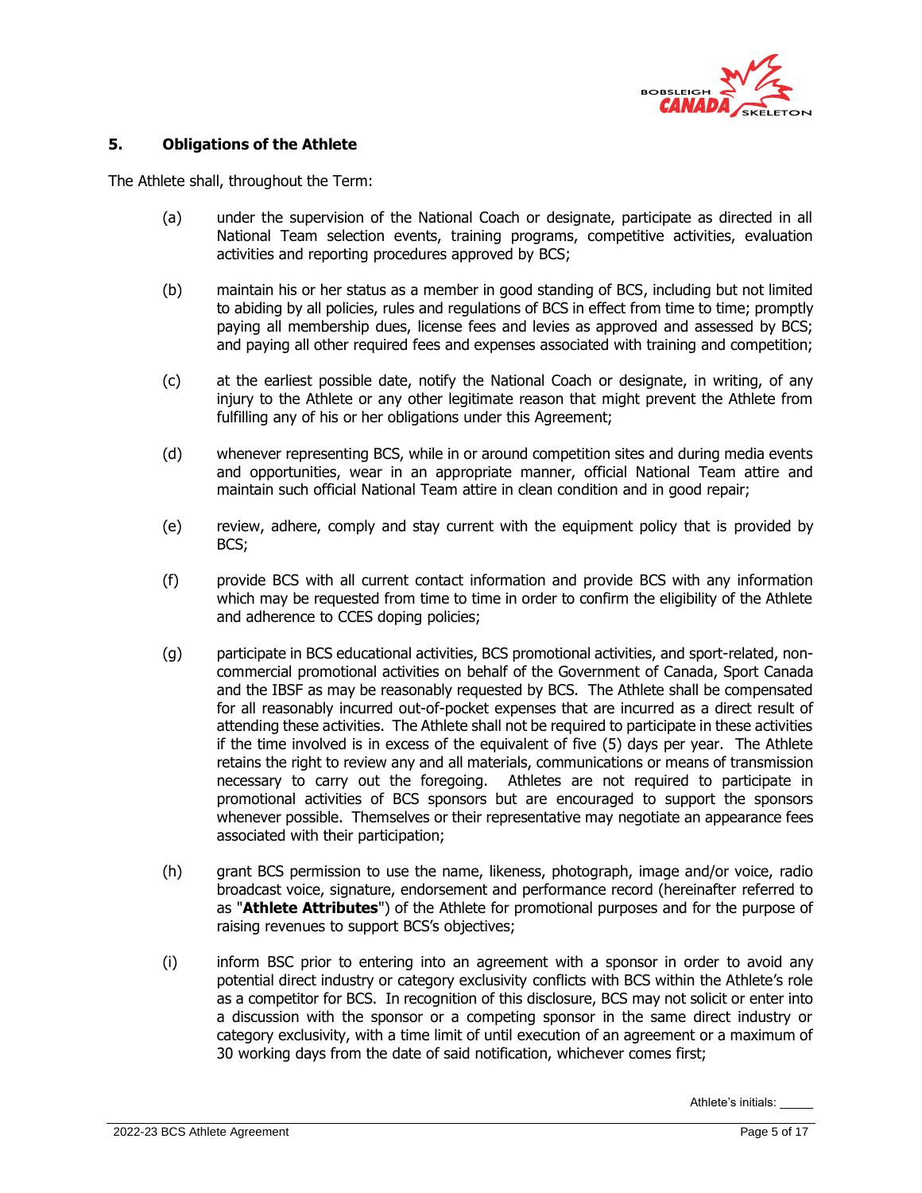## 5. Obligations of the Athlete

The Athlete shall, throughout the Term:

(a) under the supervision of the National Coach or designate, participate as directed in all National Team selection events, training programs, competitive activities, evaluation activities and reporting procedures approved by BCS;

(b) maintain his or her status as a member in good standing of BCS, including but not limited to abiding by all policies, rules and regulations of BCS in effect from time to time; promptly paying all membership dues, license fees and levies as approved and assessed by BCS; and paying all other required fees and expenses associated with training and competition;

(c) at the earliest possible date, notify the National Coach or designate, in writing, of any injury to the Athlete or any other legitimate reason that might prevent the Athlete from fulfilling any of his or her obligations under this Agreement;

(d) whenever representing BCS, while in or around competition sites and during media events and opportunities, wear in an appropriate manner, official National Team attire and maintain such official National Team attire in clean condition and in good repair;

(e) review, adhere, comply and stay current with the equipment policy that is provided by BCS;

(f) provide BCS with all current contact information and provide BCS with any information which may be requested from time to time in order to confirm the eligibility of the Athlete and adherence to CCES doping policies;

(g) participate in BCS educational activities, BCS promotional activities, and sport-related, non-commercial promotional activities on behalf of the Government of Canada, Sport Canada and the IBSF as may be reasonably requested by BCS. The Athlete shall be compensated for all reasonably incurred out-of-pocket expenses that are incurred as a direct result of attending these activities. The Athlete shall not be required to participate in these activities if the time involved is in excess of the equivalent of five (5) days per year. The Athlete retains the right to review any and all materials, communications or means of transmission necessary to carry out the foregoing. Athletes are not required to participate in promotional activities of BCS sponsors but are encouraged to support the sponsors whenever possible. Themselves or their representative may negotiate an appearance fees associated with their participation;

(h) grant BCS permission to use the name, likeness, photograph, image and/or voice, radio broadcast voice, signature, endorsement and performance record (hereinafter referred to as "**Athlete Attributes**") of the Athlete for promotional purposes and for the purpose of raising revenues to support BCS's objectives;

(i) inform BSC prior to entering into an agreement with a sponsor in order to avoid any potential direct industry or category exclusivity conflicts with BCS within the Athlete's role as a competitor for BCS. In recognition of this disclosure, BCS may not solicit or enter into a discussion with the sponsor or a competing sponsor in the same direct industry or category exclusivity, with a time limit of until execution of an agreement or a maximum of 30 working days from the date of said notification, whichever comes first;

Athlete's initials: _____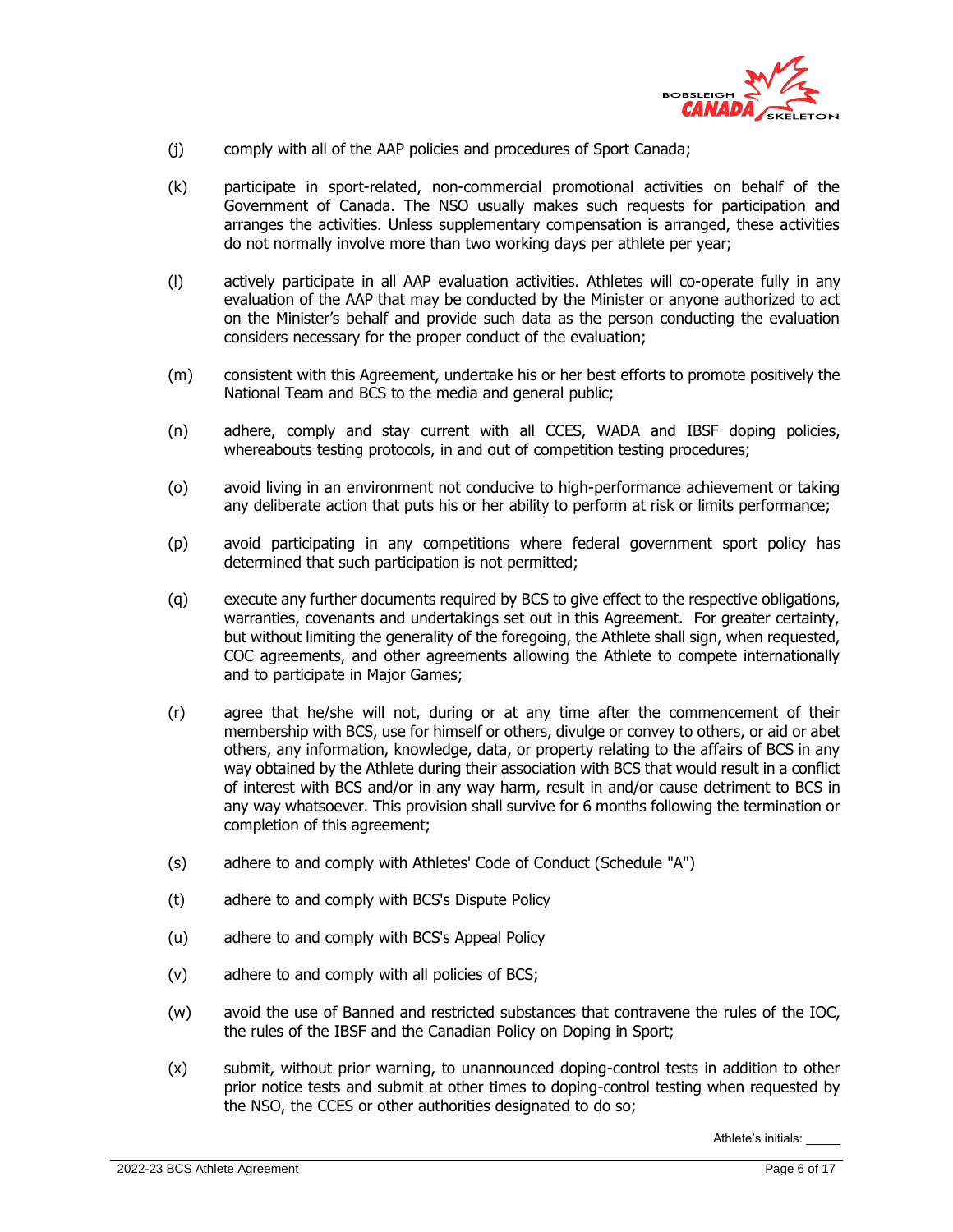(j) comply with all of the AAP policies and procedures of Sport Canada;

(k) participate in sport-related, non-commercial promotional activities on behalf of the Government of Canada. The NSO usually makes such requests for participation and arranges the activities. Unless supplementary compensation is arranged, these activities do not normally involve more than two working days per athlete per year;

(l) actively participate in all AAP evaluation activities. Athletes will co-operate fully in any evaluation of the AAP that may be conducted by the Minister or anyone authorized to act on the Minister's behalf and provide such data as the person conducting the evaluation considers necessary for the proper conduct of the evaluation;

(m) consistent with this Agreement, undertake his or her best efforts to promote positively the National Team and BCS to the media and general public;

(n) adhere, comply and stay current with all CCES, WADA and IBSF doping policies, whereabouts testing protocols, in and out of competition testing procedures;

(o) avoid living in an environment not conducive to high-performance achievement or taking any deliberate action that puts his or her ability to perform at risk or limits performance;

(p) avoid participating in any competitions where federal government sport policy has determined that such participation is not permitted;

(q) execute any further documents required by BCS to give effect to the respective obligations, warranties, covenants and undertakings set out in this Agreement. For greater certainty, but without limiting the generality of the foregoing, the Athlete shall sign, when requested, COC agreements, and other agreements allowing the Athlete to compete internationally and to participate in Major Games;

(r) agree that he/she will not, during or at any time after the commencement of their membership with BCS, use for himself or others, divulge or convey to others, or aid or abet others, any information, knowledge, data, or property relating to the affairs of BCS in any way obtained by the Athlete during their association with BCS that would result in a conflict of interest with BCS and/or in any way harm, result in and/or cause detriment to BCS in any way whatsoever. This provision shall survive for 6 months following the termination or completion of this agreement;

(s) adhere to and comply with Athletes' Code of Conduct (Schedule "A")

(t) adhere to and comply with BCS's Dispute Policy

(u) adhere to and comply with BCS's Appeal Policy

(v) adhere to and comply with all policies of BCS;

(w) avoid the use of Banned and restricted substances that contravene the rules of the IOC, the rules of the IBSF and the Canadian Policy on Doping in Sport;

(x) submit, without prior warning, to unannounced doping-control tests in addition to other prior notice tests and submit at other times to doping-control testing when requested by the NSO, the CCES or other authorities designated to do so;

Athlete's initials: _____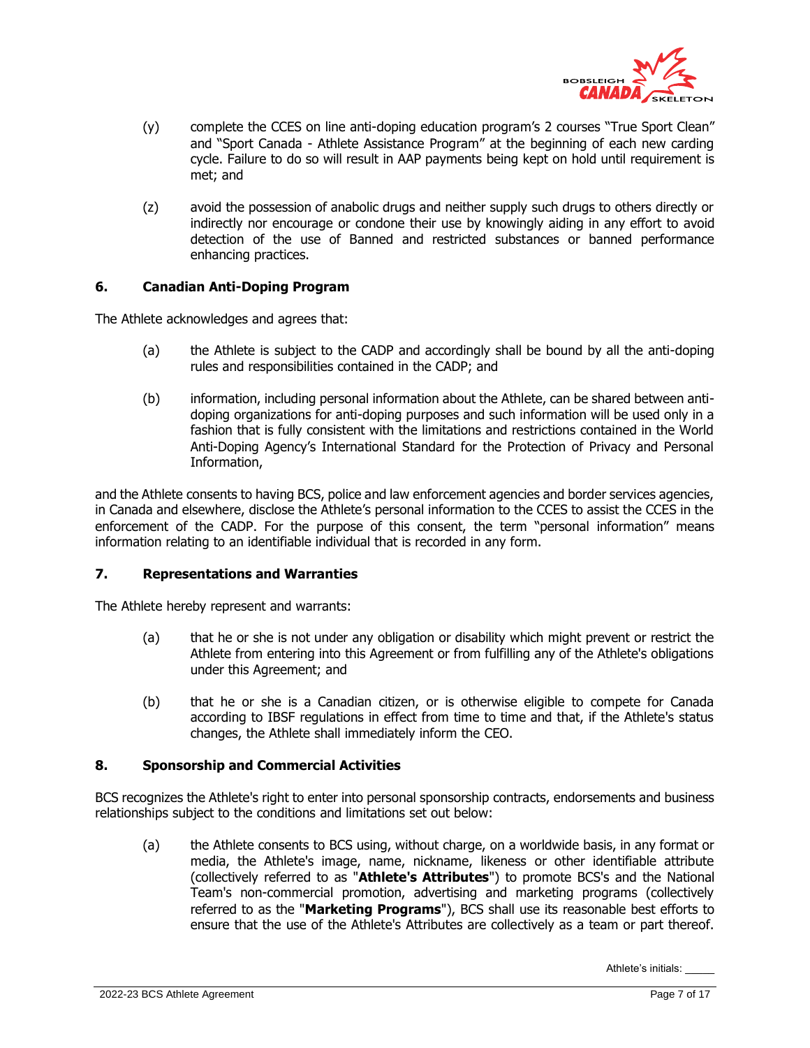(y) complete the CCES on line anti-doping education program's 2 courses "True Sport Clean" and "Sport Canada - Athlete Assistance Program" at the beginning of each new carding cycle. Failure to do so will result in AAP payments being kept on hold until requirement is met; and

(z) avoid the possession of anabolic drugs and neither supply such drugs to others directly or indirectly nor encourage or condone their use by knowingly aiding in any effort to avoid detection of the use of Banned and restricted substances or banned performance enhancing practices.

## 6. Canadian Anti-Doping Program

The Athlete acknowledges and agrees that:

(a) the Athlete is subject to the CADP and accordingly shall be bound by all the anti-doping rules and responsibilities contained in the CADP; and

(b) information, including personal information about the Athlete, can be shared between anti-doping organizations for anti-doping purposes and such information will be used only in a fashion that is fully consistent with the limitations and restrictions contained in the World Anti-Doping Agency's International Standard for the Protection of Privacy and Personal Information,

and the Athlete consents to having BCS, police and law enforcement agencies and border services agencies, in Canada and elsewhere, disclose the Athlete's personal information to the CCES to assist the CCES in the enforcement of the CADP. For the purpose of this consent, the term "personal information" means information relating to an identifiable individual that is recorded in any form.

## 7. Representations and Warranties

The Athlete hereby represent and warrants:

(a) that he or she is not under any obligation or disability which might prevent or restrict the Athlete from entering into this Agreement or from fulfilling any of the Athlete's obligations under this Agreement; and

(b) that he or she is a Canadian citizen, or is otherwise eligible to compete for Canada according to IBSF regulations in effect from time to time and that, if the Athlete's status changes, the Athlete shall immediately inform the CEO.

## 8. Sponsorship and Commercial Activities

BCS recognizes the Athlete's right to enter into personal sponsorship contracts, endorsements and business relationships subject to the conditions and limitations set out below:

(a) the Athlete consents to BCS using, without charge, on a worldwide basis, in any format or media, the Athlete's image, name, nickname, likeness or other identifiable attribute (collectively referred to as "**Athlete's Attributes**") to promote BCS's and the National Team's non-commercial promotion, advertising and marketing programs (collectively referred to as the "**Marketing Programs**"), BCS shall use its reasonable best efforts to ensure that the use of the Athlete's Attributes are collectively as a team or part thereof.

Athlete's initials: _____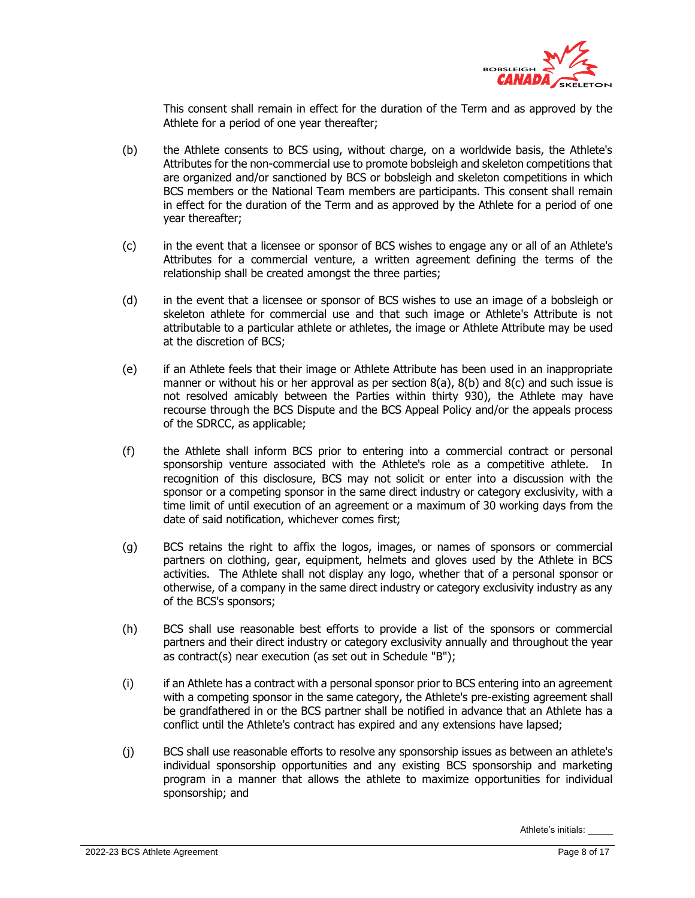This consent shall remain in effect for the duration of the Term and as approved by the Athlete for a period of one year thereafter;

(b) the Athlete consents to BCS using, without charge, on a worldwide basis, the Athlete's Attributes for the non-commercial use to promote bobsleigh and skeleton competitions that are organized and/or sanctioned by BCS or bobsleigh and skeleton competitions in which BCS members or the National Team members are participants. This consent shall remain in effect for the duration of the Term and as approved by the Athlete for a period of one year thereafter;

(c) in the event that a licensee or sponsor of BCS wishes to engage any or all of an Athlete's Attributes for a commercial venture, a written agreement defining the terms of the relationship shall be created amongst the three parties;

(d) in the event that a licensee or sponsor of BCS wishes to use an image of a bobsleigh or skeleton athlete for commercial use and that such image or Athlete's Attribute is not attributable to a particular athlete or athletes, the image or Athlete Attribute may be used at the discretion of BCS;

(e) if an Athlete feels that their image or Athlete Attribute has been used in an inappropriate manner or without his or her approval as per section 8(a), 8(b) and 8(c) and such issue is not resolved amicably between the Parties within thirty 930), the Athlete may have recourse through the BCS Dispute and the BCS Appeal Policy and/or the appeals process of the SDRCC, as applicable;

(f) the Athlete shall inform BCS prior to entering into a commercial contract or personal sponsorship venture associated with the Athlete's role as a competitive athlete. In recognition of this disclosure, BCS may not solicit or enter into a discussion with the sponsor or a competing sponsor in the same direct industry or category exclusivity, with a time limit of until execution of an agreement or a maximum of 30 working days from the date of said notification, whichever comes first;

(g) BCS retains the right to affix the logos, images, or names of sponsors or commercial partners on clothing, gear, equipment, helmets and gloves used by the Athlete in BCS activities. The Athlete shall not display any logo, whether that of a personal sponsor or otherwise, of a company in the same direct industry or category exclusivity industry as any of the BCS's sponsors;

(h) BCS shall use reasonable best efforts to provide a list of the sponsors or commercial partners and their direct industry or category exclusivity annually and throughout the year as contract(s) near execution (as set out in Schedule "B");

(i) if an Athlete has a contract with a personal sponsor prior to BCS entering into an agreement with a competing sponsor in the same category, the Athlete's pre-existing agreement shall be grandfathered in or the BCS partner shall be notified in advance that an Athlete has a conflict until the Athlete's contract has expired and any extensions have lapsed;

(j) BCS shall use reasonable efforts to resolve any sponsorship issues as between an athlete's individual sponsorship opportunities and any existing BCS sponsorship and marketing program in a manner that allows the athlete to maximize opportunities for individual sponsorship; and

Athlete's initials: _____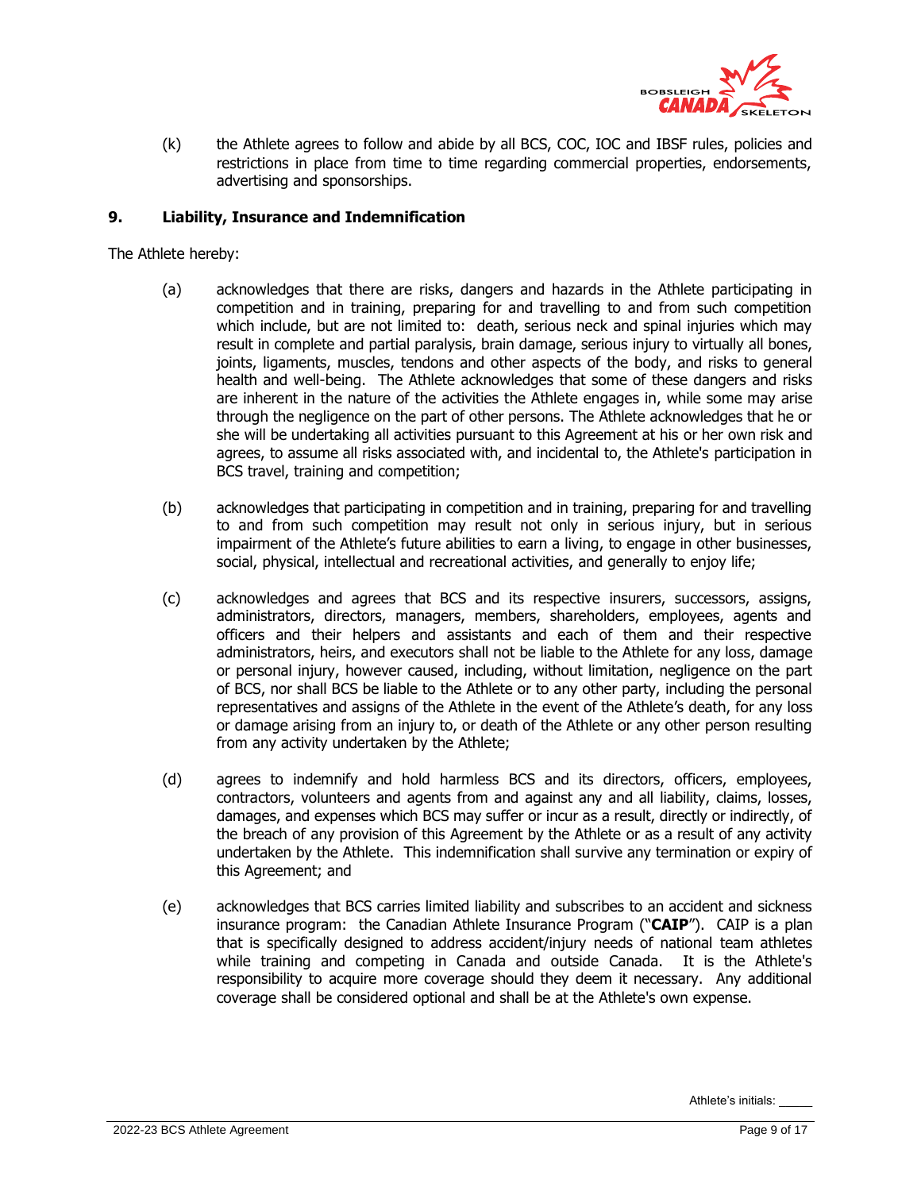(k) the Athlete agrees to follow and abide by all BCS, COC, IOC and IBSF rules, policies and restrictions in place from time to time regarding commercial properties, endorsements, advertising and sponsorships.

## 9. Liability, Insurance and Indemnification

The Athlete hereby:

(a) acknowledges that there are risks, dangers and hazards in the Athlete participating in competition and in training, preparing for and travelling to and from such competition which include, but are not limited to: death, serious neck and spinal injuries which may result in complete and partial paralysis, brain damage, serious injury to virtually all bones, joints, ligaments, muscles, tendons and other aspects of the body, and risks to general health and well-being. The Athlete acknowledges that some of these dangers and risks are inherent in the nature of the activities the Athlete engages in, while some may arise through the negligence on the part of other persons. The Athlete acknowledges that he or she will be undertaking all activities pursuant to this Agreement at his or her own risk and agrees, to assume all risks associated with, and incidental to, the Athlete's participation in BCS travel, training and competition;

(b) acknowledges that participating in competition and in training, preparing for and travelling to and from such competition may result not only in serious injury, but in serious impairment of the Athlete's future abilities to earn a living, to engage in other businesses, social, physical, intellectual and recreational activities, and generally to enjoy life;

(c) acknowledges and agrees that BCS and its respective insurers, successors, assigns, administrators, directors, managers, members, shareholders, employees, agents and officers and their helpers and assistants and each of them and their respective administrators, heirs, and executors shall not be liable to the Athlete for any loss, damage or personal injury, however caused, including, without limitation, negligence on the part of BCS, nor shall BCS be liable to the Athlete or to any other party, including the personal representatives and assigns of the Athlete in the event of the Athlete's death, for any loss or damage arising from an injury to, or death of the Athlete or any other person resulting from any activity undertaken by the Athlete;

(d) agrees to indemnify and hold harmless BCS and its directors, officers, employees, contractors, volunteers and agents from and against any and all liability, claims, losses, damages, and expenses which BCS may suffer or incur as a result, directly or indirectly, of the breach of any provision of this Agreement by the Athlete or as a result of any activity undertaken by the Athlete. This indemnification shall survive any termination or expiry of this Agreement; and

(e) acknowledges that BCS carries limited liability and subscribes to an accident and sickness insurance program: the Canadian Athlete Insurance Program ("**CAIP**"). CAIP is a plan that is specifically designed to address accident/injury needs of national team athletes while training and competing in Canada and outside Canada. It is the Athlete's responsibility to acquire more coverage should they deem it necessary. Any additional coverage shall be considered optional and shall be at the Athlete's own expense.

Athlete's initials: _____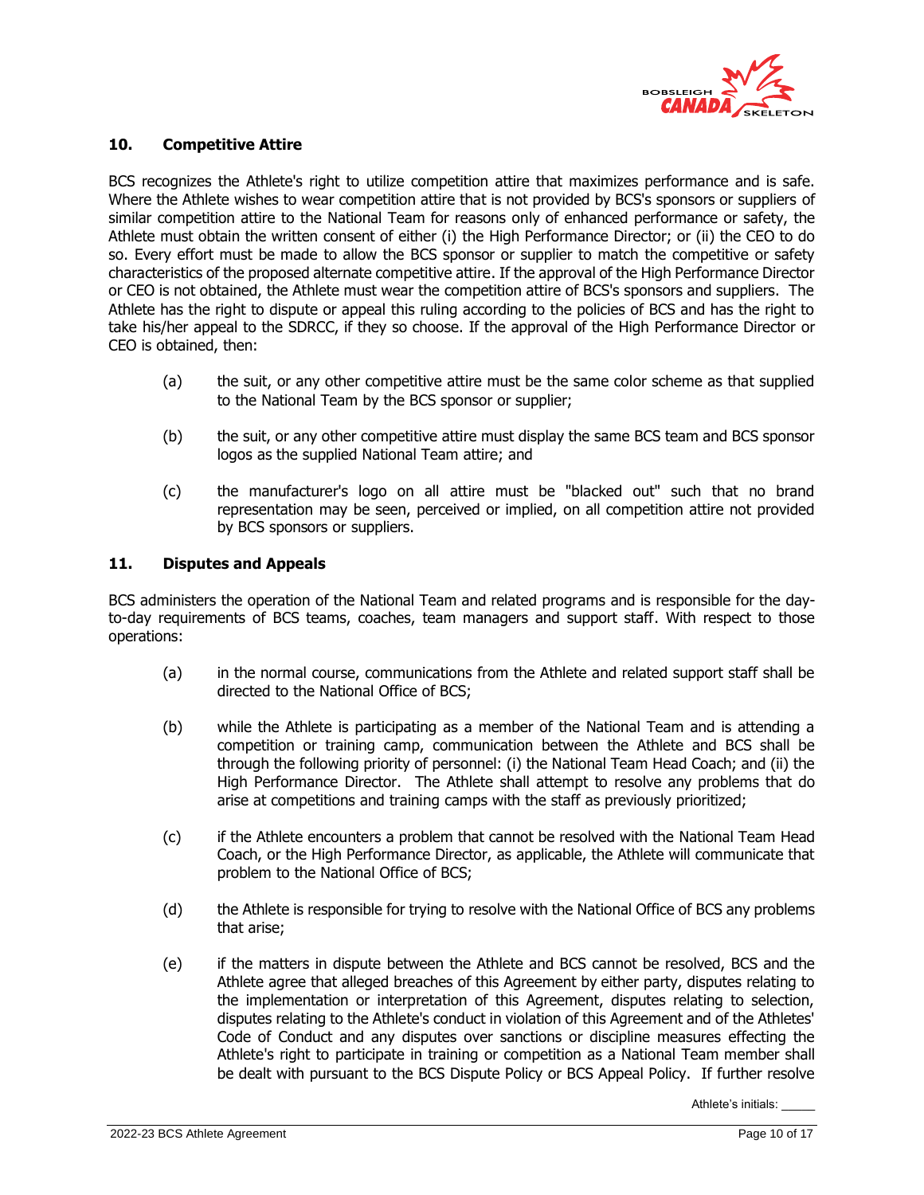## 10. Competitive Attire

BCS recognizes the Athlete's right to utilize competition attire that maximizes performance and is safe. Where the Athlete wishes to wear competition attire that is not provided by BCS's sponsors or suppliers of similar competition attire to the National Team for reasons only of enhanced performance or safety, the Athlete must obtain the written consent of either (i) the High Performance Director; or (ii) the CEO to do so. Every effort must be made to allow the BCS sponsor or supplier to match the competitive or safety characteristics of the proposed alternate competitive attire. If the approval of the High Performance Director or CEO is not obtained, the Athlete must wear the competition attire of BCS's sponsors and suppliers. The Athlete has the right to dispute or appeal this ruling according to the policies of BCS and has the right to take his/her appeal to the SDRCC, if they so choose. If the approval of the High Performance Director or CEO is obtained, then:

(a) the suit, or any other competitive attire must be the same color scheme as that supplied to the National Team by the BCS sponsor or supplier;

(b) the suit, or any other competitive attire must display the same BCS team and BCS sponsor logos as the supplied National Team attire; and

(c) the manufacturer's logo on all attire must be "blacked out" such that no brand representation may be seen, perceived or implied, on all competition attire not provided by BCS sponsors or suppliers.

## 11. Disputes and Appeals

BCS administers the operation of the National Team and related programs and is responsible for the day-to-day requirements of BCS teams, coaches, team managers and support staff. With respect to those operations:

(a) in the normal course, communications from the Athlete and related support staff shall be directed to the National Office of BCS;

(b) while the Athlete is participating as a member of the National Team and is attending a competition or training camp, communication between the Athlete and BCS shall be through the following priority of personnel: (i) the National Team Head Coach; and (ii) the High Performance Director. The Athlete shall attempt to resolve any problems that do arise at competitions and training camps with the staff as previously prioritized;

(c) if the Athlete encounters a problem that cannot be resolved with the National Team Head Coach, or the High Performance Director, as applicable, the Athlete will communicate that problem to the National Office of BCS;

(d) the Athlete is responsible for trying to resolve with the National Office of BCS any problems that arise;

(e) if the matters in dispute between the Athlete and BCS cannot be resolved, BCS and the Athlete agree that alleged breaches of this Agreement by either party, disputes relating to the implementation or interpretation of this Agreement, disputes relating to selection, disputes relating to the Athlete's conduct in violation of this Agreement and of the Athletes' Code of Conduct and any disputes over sanctions or discipline measures effecting the Athlete's right to participate in training or competition as a National Team member shall be dealt with pursuant to the BCS Dispute Policy or BCS Appeal Policy. If further resolve

Athlete's initials: _____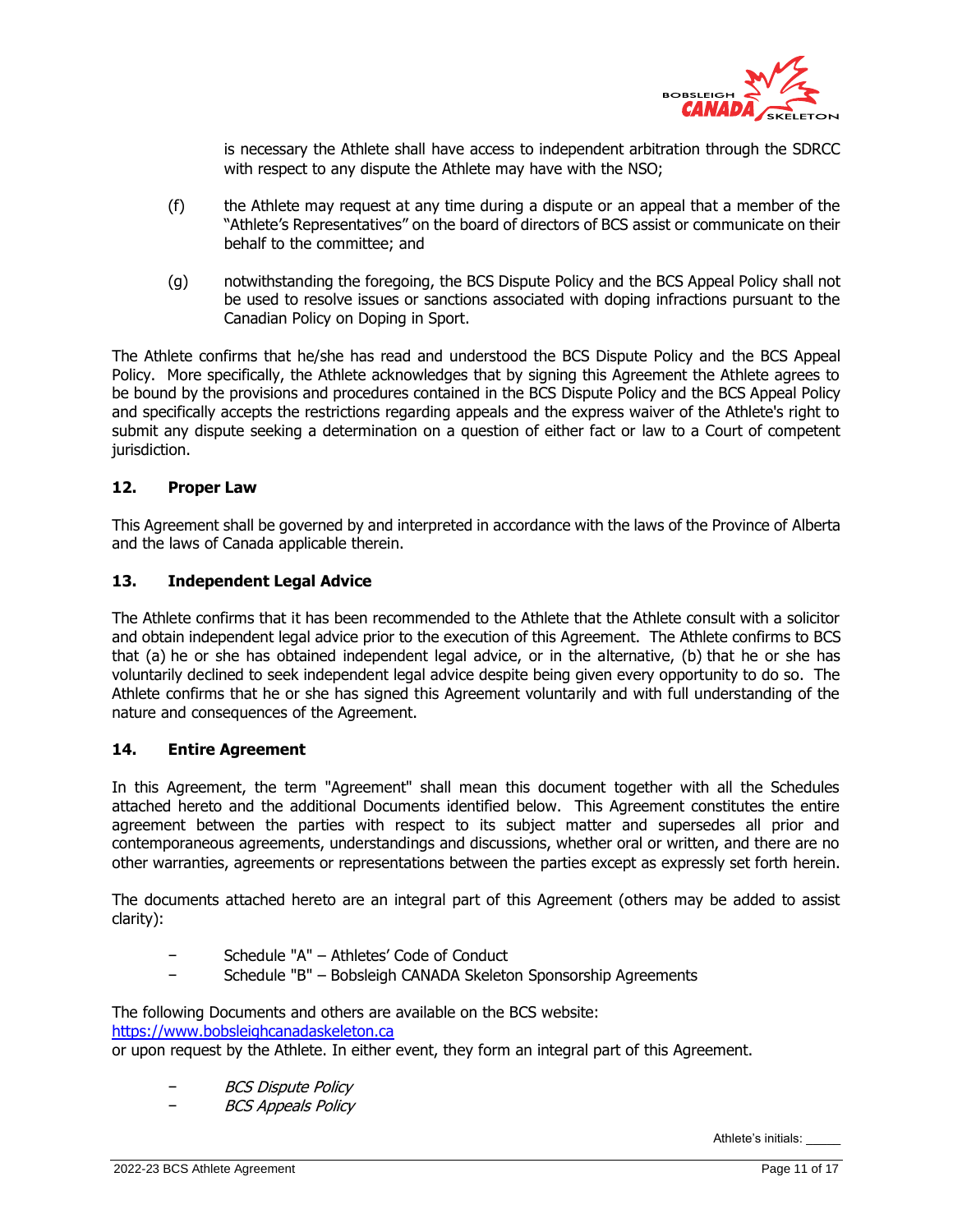is necessary the Athlete shall have access to independent arbitration through the SDRCC with respect to any dispute the Athlete may have with the NSO;

(f) the Athlete may request at any time during a dispute or an appeal that a member of the "Athlete's Representatives" on the board of directors of BCS assist or communicate on their behalf to the committee; and

(g) notwithstanding the foregoing, the BCS Dispute Policy and the BCS Appeal Policy shall not be used to resolve issues or sanctions associated with doping infractions pursuant to the Canadian Policy on Doping in Sport.

The Athlete confirms that he/she has read and understood the BCS Dispute Policy and the BCS Appeal Policy. More specifically, the Athlete acknowledges that by signing this Agreement the Athlete agrees to be bound by the provisions and procedures contained in the BCS Dispute Policy and the BCS Appeal Policy and specifically accepts the restrictions regarding appeals and the express waiver of the Athlete's right to submit any dispute seeking a determination on a question of either fact or law to a Court of competent jurisdiction.

## 12. Proper Law

This Agreement shall be governed by and interpreted in accordance with the laws of the Province of Alberta and the laws of Canada applicable therein.

## 13. Independent Legal Advice

The Athlete confirms that it has been recommended to the Athlete that the Athlete consult with a solicitor and obtain independent legal advice prior to the execution of this Agreement. The Athlete confirms to BCS that (a) he or she has obtained independent legal advice, or in the alternative, (b) that he or she has voluntarily declined to seek independent legal advice despite being given every opportunity to do so. The Athlete confirms that he or she has signed this Agreement voluntarily and with full understanding of the nature and consequences of the Agreement.

## 14. Entire Agreement

In this Agreement, the term "Agreement" shall mean this document together with all the Schedules attached hereto and the additional Documents identified below. This Agreement constitutes the entire agreement between the parties with respect to its subject matter and supersedes all prior and contemporaneous agreements, understandings and discussions, whether oral or written, and there are no other warranties, agreements or representations between the parties except as expressly set forth herein.

The documents attached hereto are an integral part of this Agreement (others may be added to assist clarity):

- Schedule "A" – Athletes' Code of Conduct
- Schedule "B" – Bobsleigh CANADA Skeleton Sponsorship Agreements

The following Documents and others are available on the BCS website:
https://www.bobsleighcanadaskeleton.ca
or upon request by the Athlete. In either event, they form an integral part of this Agreement.

- *BCS Dispute Policy*
- *BCS Appeals Policy*

Athlete's initials: _____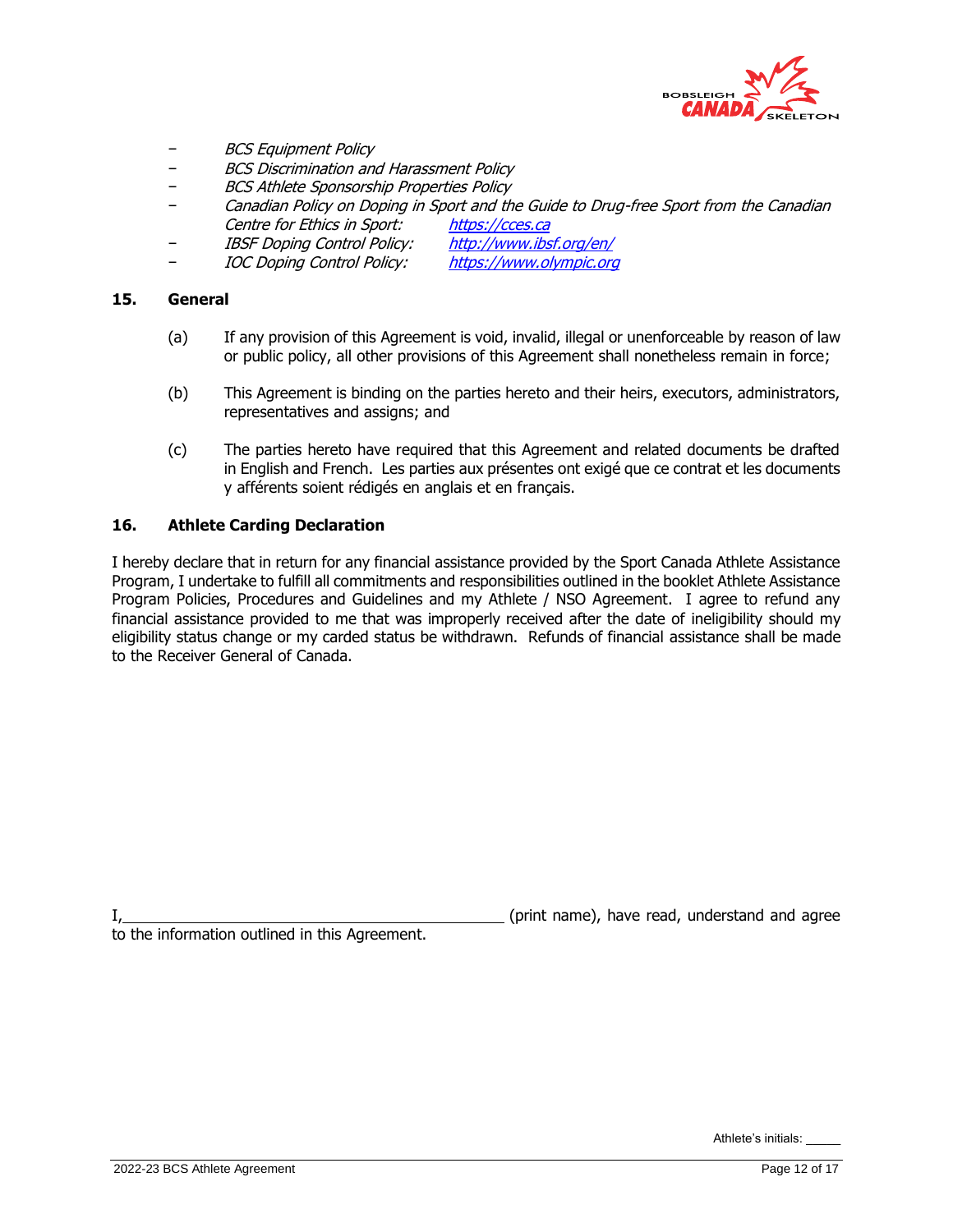- *BCS Equipment Policy*
- *BCS Discrimination and Harassment Policy*
- *BCS Athlete Sponsorship Properties Policy*
- *Canadian Policy on Doping in Sport and the Guide to Drug-free Sport from the Canadian Centre for Ethics in Sport:* *https://cces.ca*
- *IBSF Doping Control Policy:* *http://www.ibsf.org/en/*
- *IOC Doping Control Policy:* *https://www.olympic.org*

## 15. General

(a) If any provision of this Agreement is void, invalid, illegal or unenforceable by reason of law or public policy, all other provisions of this Agreement shall nonetheless remain in force;

(b) This Agreement is binding on the parties hereto and their heirs, executors, administrators, representatives and assigns; and

(c) The parties hereto have required that this Agreement and related documents be drafted in English and French. Les parties aux présentes ont exigé que ce contrat et les documents y afférents soient rédigés en anglais et en français.

## 16. Athlete Carding Declaration

I hereby declare that in return for any financial assistance provided by the Sport Canada Athlete Assistance Program, I undertake to fulfill all commitments and responsibilities outlined in the booklet Athlete Assistance Program Policies, Procedures and Guidelines and my Athlete / NSO Agreement. I agree to refund any financial assistance provided to me that was improperly received after the date of ineligibility should my eligibility status change or my carded status be withdrawn. Refunds of financial assistance shall be made to the Receiver General of Canada.

I,\_\_\_\_\_\_\_\_\_\_\_\_\_\_\_\_\_\_\_\_\_\_\_\_\_\_\_\_\_\_\_\_\_\_\_\_\_\_\_\_\_\_\_\_ (print name), have read, understand and agree to the information outlined in this Agreement.

Athlete's initials: \_\_\_\_\_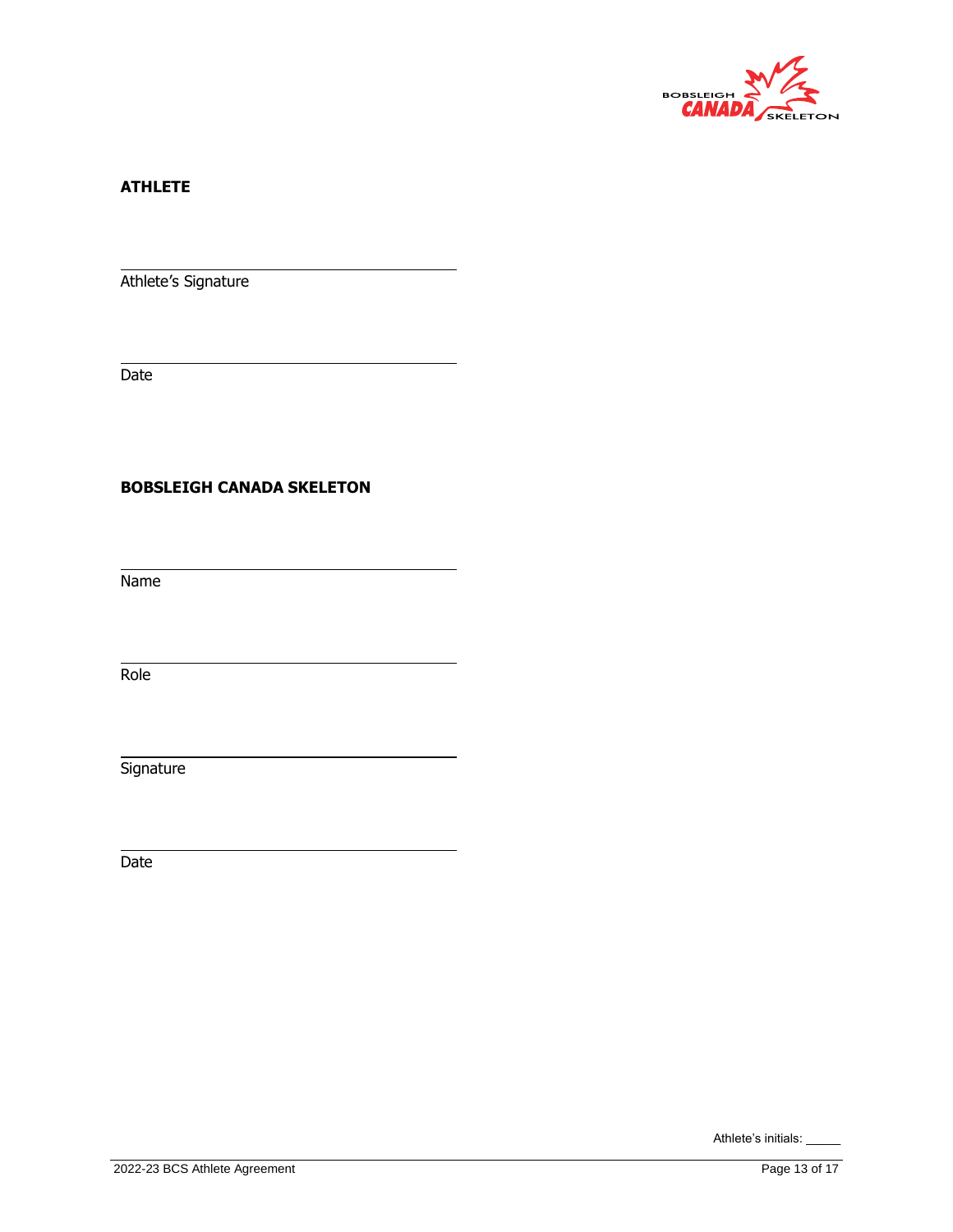**ATHLETE**

\_\_\_\_\_\_\_\_\_\_\_\_\_\_\_\_\_\_\_\_\_\_\_\_\_\_\_\_\_\_\_\_\_\_\_\_
Athlete's Signature

\_\_\_\_\_\_\_\_\_\_\_\_\_\_\_\_\_\_\_\_\_\_\_\_\_\_\_\_\_\_\_\_\_\_\_\_
Date

**BOBSLEIGH CANADA SKELETON**

\_\_\_\_\_\_\_\_\_\_\_\_\_\_\_\_\_\_\_\_\_\_\_\_\_\_\_\_\_\_\_\_\_\_\_\_
Name

\_\_\_\_\_\_\_\_\_\_\_\_\_\_\_\_\_\_\_\_\_\_\_\_\_\_\_\_\_\_\_\_\_\_\_\_
Role

\_\_\_\_\_\_\_\_\_\_\_\_\_\_\_\_\_\_\_\_\_\_\_\_\_\_\_\_\_\_\_\_\_\_\_\_
Signature

\_\_\_\_\_\_\_\_\_\_\_\_\_\_\_\_\_\_\_\_\_\_\_\_\_\_\_\_\_\_\_\_\_\_\_\_
Date

Athlete's initials: \_\_\_\_\_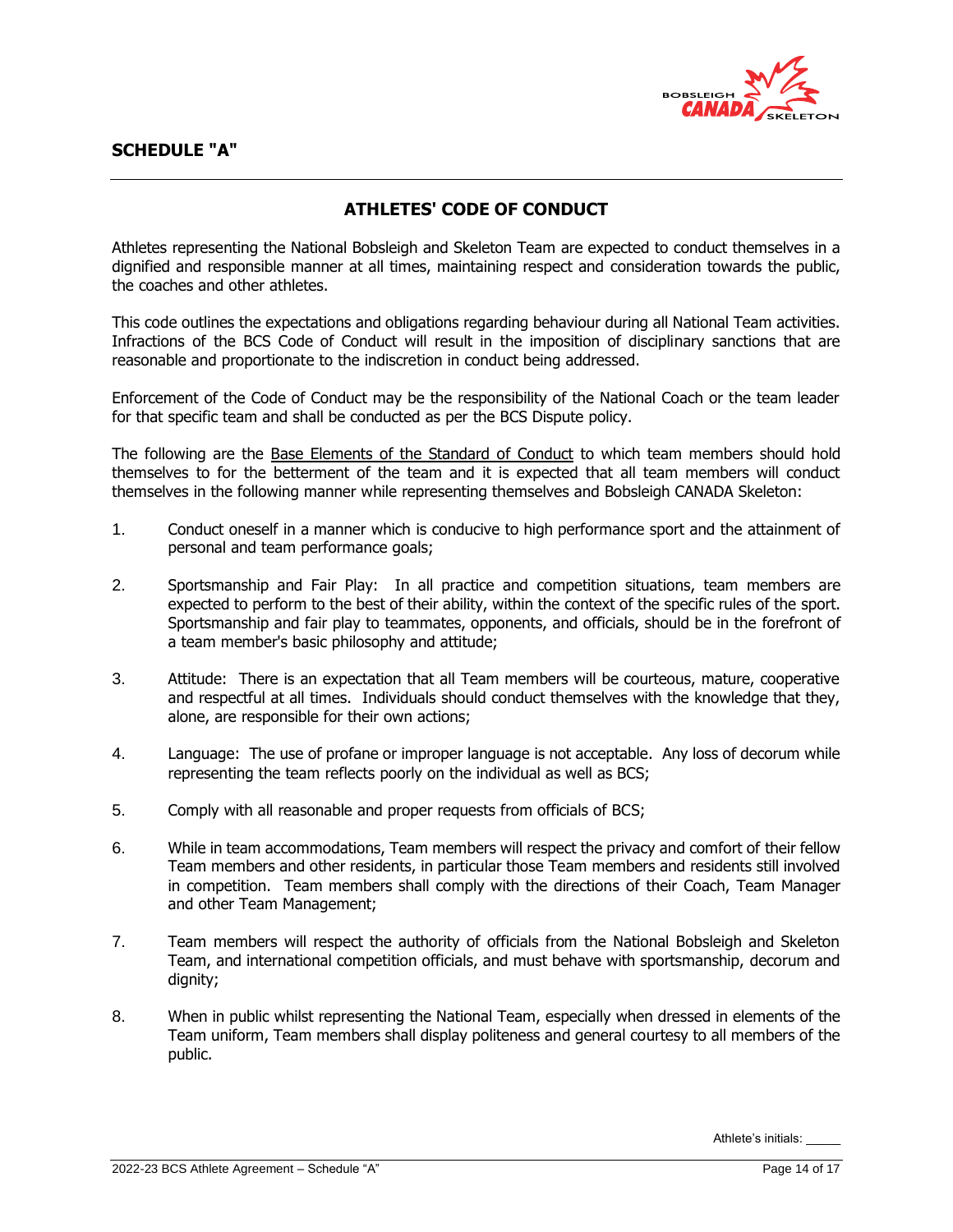## SCHEDULE "A"

---

### ATHLETES' CODE OF CONDUCT

Athletes representing the National Bobsleigh and Skeleton Team are expected to conduct themselves in a dignified and responsible manner at all times, maintaining respect and consideration towards the public, the coaches and other athletes.

This code outlines the expectations and obligations regarding behaviour during all National Team activities. Infractions of the BCS Code of Conduct will result in the imposition of disciplinary sanctions that are reasonable and proportionate to the indiscretion in conduct being addressed.

Enforcement of the Code of Conduct may be the responsibility of the National Coach or the team leader for that specific team and shall be conducted as per the BCS Dispute policy.

The following are the <u>Base Elements of the Standard of Conduct</u> to which team members should hold themselves to for the betterment of the team and it is expected that all team members will conduct themselves in the following manner while representing themselves and Bobsleigh CANADA Skeleton:

1. Conduct oneself in a manner which is conducive to high performance sport and the attainment of personal and team performance goals;

2. Sportsmanship and Fair Play: In all practice and competition situations, team members are expected to perform to the best of their ability, within the context of the specific rules of the sport. Sportsmanship and fair play to teammates, opponents, and officials, should be in the forefront of a team member's basic philosophy and attitude;

3. Attitude: There is an expectation that all Team members will be courteous, mature, cooperative and respectful at all times. Individuals should conduct themselves with the knowledge that they, alone, are responsible for their own actions;

4. Language: The use of profane or improper language is not acceptable. Any loss of decorum while representing the team reflects poorly on the individual as well as BCS;

5. Comply with all reasonable and proper requests from officials of BCS;

6. While in team accommodations, Team members will respect the privacy and comfort of their fellow Team members and other residents, in particular those Team members and residents still involved in competition. Team members shall comply with the directions of their Coach, Team Manager and other Team Management;

7. Team members will respect the authority of officials from the National Bobsleigh and Skeleton Team, and international competition officials, and must behave with sportsmanship, decorum and dignity;

8. When in public whilst representing the National Team, especially when dressed in elements of the Team uniform, Team members shall display politeness and general courtesy to all members of the public.

Athlete's initials: _____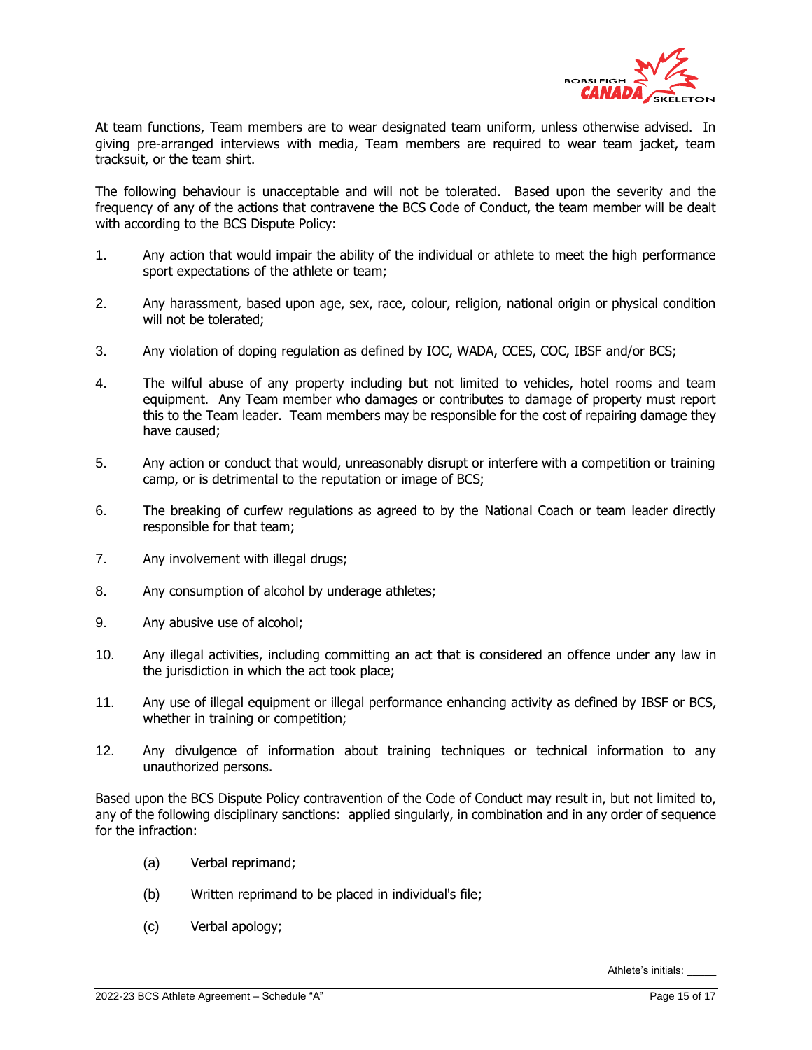At team functions, Team members are to wear designated team uniform, unless otherwise advised. In giving pre-arranged interviews with media, Team members are required to wear team jacket, team tracksuit, or the team shirt.

The following behaviour is unacceptable and will not be tolerated. Based upon the severity and the frequency of any of the actions that contravene the BCS Code of Conduct, the team member will be dealt with according to the BCS Dispute Policy:

1. Any action that would impair the ability of the individual or athlete to meet the high performance sport expectations of the athlete or team;

2. Any harassment, based upon age, sex, race, colour, religion, national origin or physical condition will not be tolerated;

3. Any violation of doping regulation as defined by IOC, WADA, CCES, COC, IBSF and/or BCS;

4. The wilful abuse of any property including but not limited to vehicles, hotel rooms and team equipment. Any Team member who damages or contributes to damage of property must report this to the Team leader. Team members may be responsible for the cost of repairing damage they have caused;

5. Any action or conduct that would, unreasonably disrupt or interfere with a competition or training camp, or is detrimental to the reputation or image of BCS;

6. The breaking of curfew regulations as agreed to by the National Coach or team leader directly responsible for that team;

7. Any involvement with illegal drugs;

8. Any consumption of alcohol by underage athletes;

9. Any abusive use of alcohol;

10. Any illegal activities, including committing an act that is considered an offence under any law in the jurisdiction in which the act took place;

11. Any use of illegal equipment or illegal performance enhancing activity as defined by IBSF or BCS, whether in training or competition;

12. Any divulgence of information about training techniques or technical information to any unauthorized persons.

Based upon the BCS Dispute Policy contravention of the Code of Conduct may result in, but not limited to, any of the following disciplinary sanctions: applied singularly, in combination and in any order of sequence for the infraction:

(a) Verbal reprimand;

(b) Written reprimand to be placed in individual's file;

(c) Verbal apology;

Athlete's initials: _____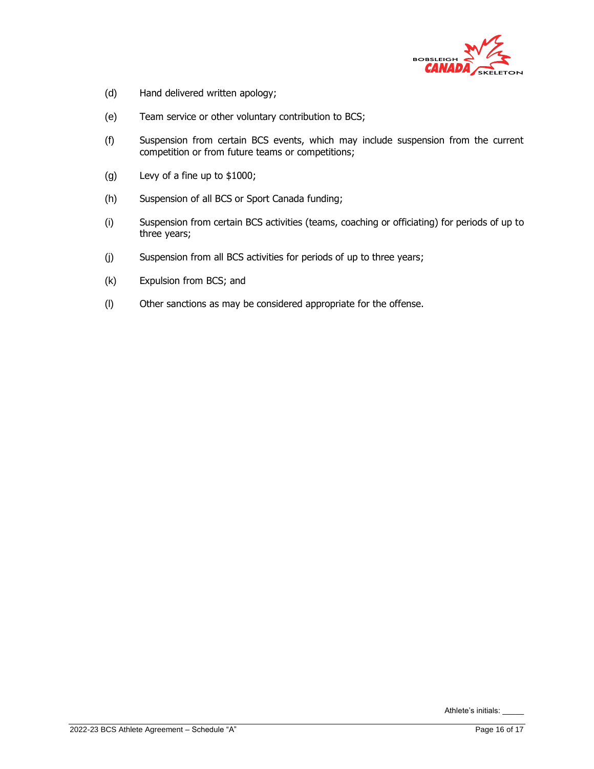(d) Hand delivered written apology;

(e) Team service or other voluntary contribution to BCS;

(f) Suspension from certain BCS events, which may include suspension from the current competition or from future teams or competitions;

(g) Levy of a fine up to $1000;

(h) Suspension of all BCS or Sport Canada funding;

(i) Suspension from certain BCS activities (teams, coaching or officiating) for periods of up to three years;

(j) Suspension from all BCS activities for periods of up to three years;

(k) Expulsion from BCS; and

(l) Other sanctions as may be considered appropriate for the offense.

Athlete's initials: _____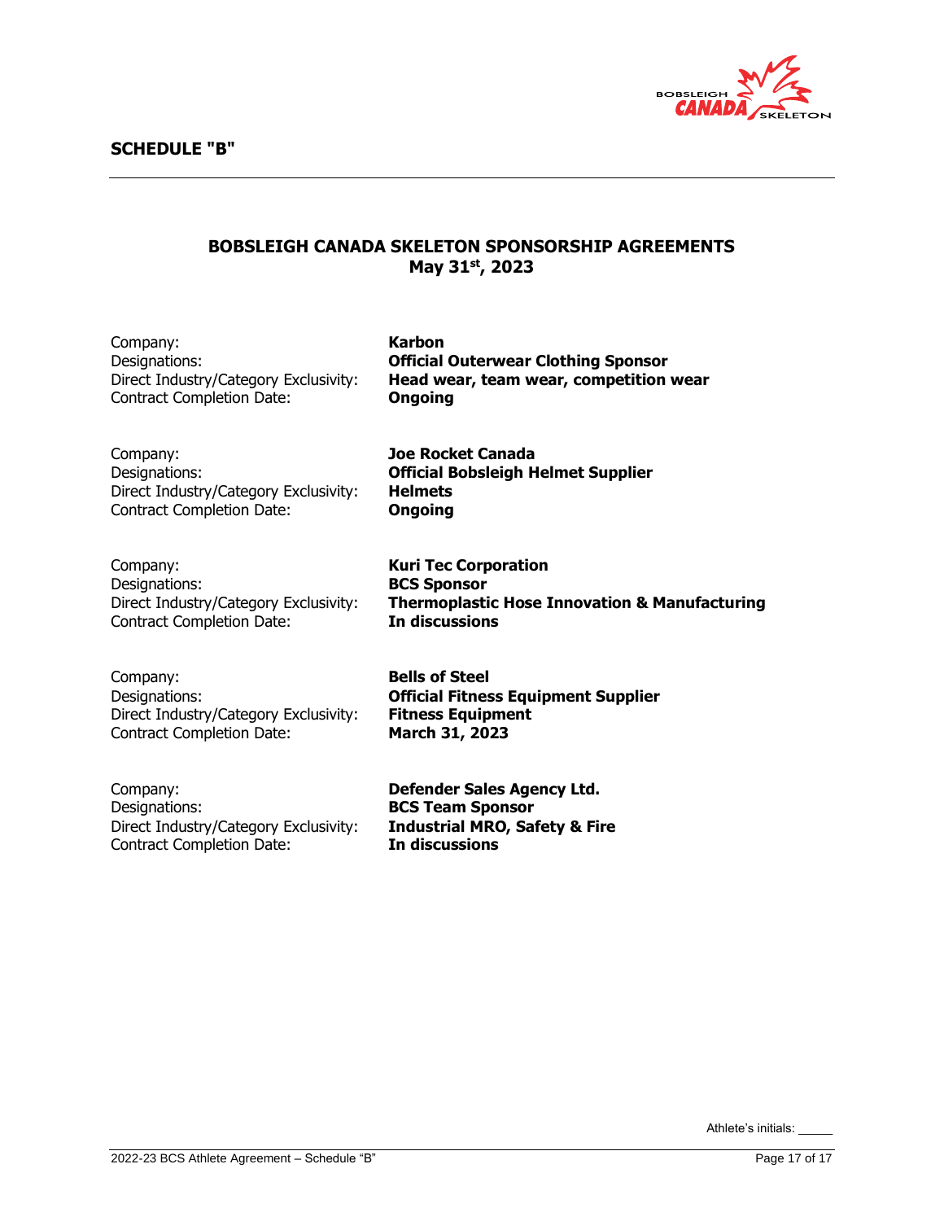## SCHEDULE "B"

### BOBSLEIGH CANADA SKELETON SPONSORSHIP AGREEMENTS
### May 31st, 2023

Company: **Karbon**
Designations: **Official Outerwear Clothing Sponsor**
Direct Industry/Category Exclusivity: **Head wear, team wear, competition wear**
Contract Completion Date: **Ongoing**

Company: **Joe Rocket Canada**
Designations: **Official Bobsleigh Helmet Supplier**
Direct Industry/Category Exclusivity: **Helmets**
Contract Completion Date: **Ongoing**

Company: **Kuri Tec Corporation**
Designations: **BCS Sponsor**
Direct Industry/Category Exclusivity: **Thermoplastic Hose Innovation & Manufacturing**
Contract Completion Date: **In discussions**

Company: **Bells of Steel**
Designations: **Official Fitness Equipment Supplier**
Direct Industry/Category Exclusivity: **Fitness Equipment**
Contract Completion Date: **March 31, 2023**

Company: **Defender Sales Agency Ltd.**
Designations: **BCS Team Sponsor**
Direct Industry/Category Exclusivity: **Industrial MRO, Safety & Fire**
Contract Completion Date: **In discussions**

Athlete's initials: _____